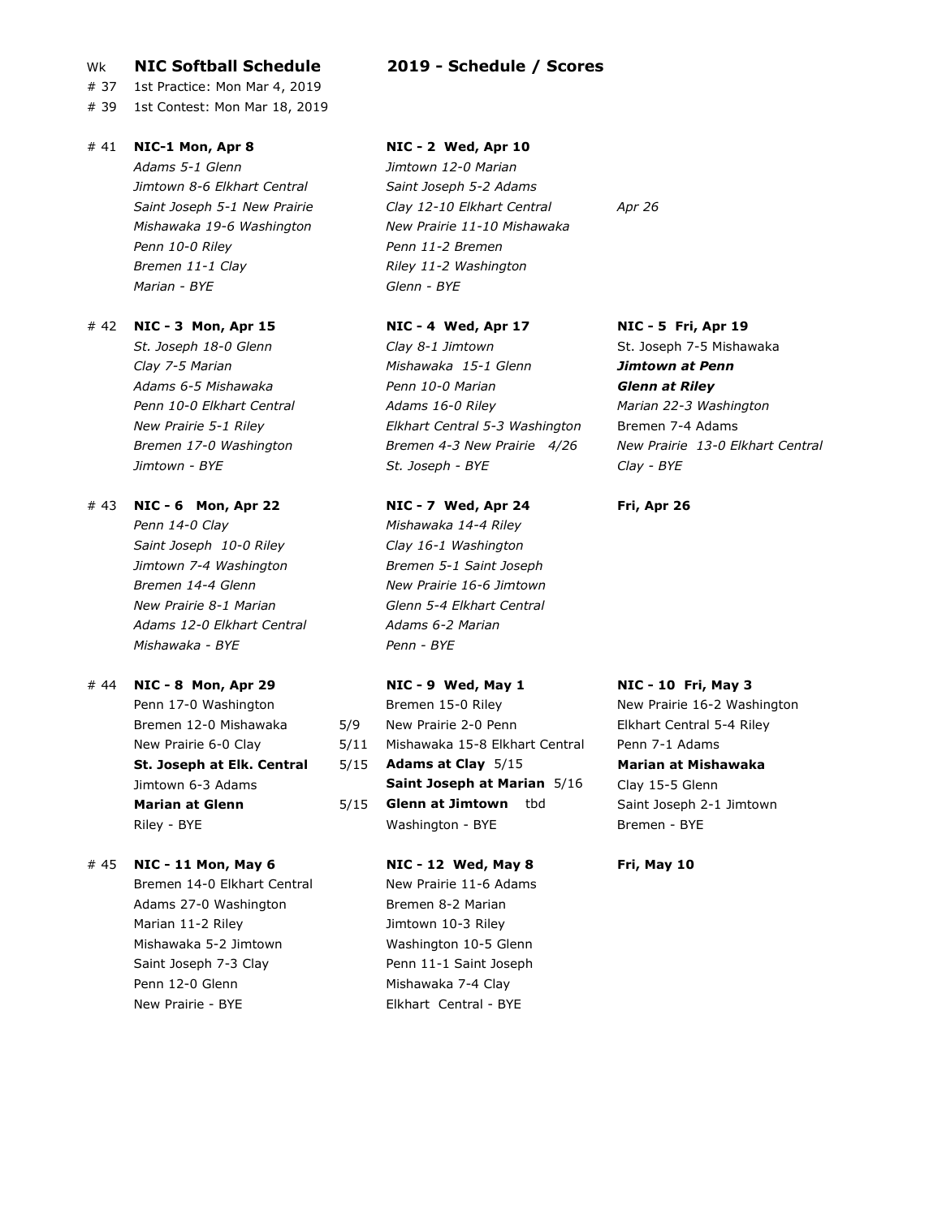# Wk **NIC Softball Schedule** **2019 - Schedule / Scores**

# 37 1st Practice: Mon Mar 4, 2019

# 39 1st Contest: Mon Mar 18, 2019

| Wk | | | | |
|---|---|---|---|---|
| # 41 | **NIC-1 Mon, Apr 8** | | **NIC - 2 Wed, Apr 10** | |
| | *Adams 5-1 Glenn* | | *Jimtown 12-0 Marian* | |
| | *Jimtown 8-6 Elkhart Central* | | *Saint Joseph 5-2 Adams* | |
| | *Saint Joseph 5-1 New Prairie* | | *Clay 12-10 Elkhart Central* | *Apr 26* |
| | *Mishawaka 19-6 Washington* | | *New Prairie 11-10 Mishawaka* | |
| | *Penn 10-0 Riley* | | *Penn 11-2 Bremen* | |
| | *Bremen 11-1 Clay* | | *Riley 11-2 Washington* | |
| | *Marian - BYE* | | *Glenn - BYE* | |
| # 42 | **NIC - 3 Mon, Apr 15** | | **NIC - 4 Wed, Apr 17** | **NIC - 5 Fri, Apr 19** |
| | *St. Joseph 18-0 Glenn* | | *Clay 8-1 Jimtown* | St. Joseph 7-5 Mishawaka |
| | *Clay 7-5 Marian* | | *Mishawaka 15-1 Glenn* | ***Jimtown at Penn*** |
| | *Adams 6-5 Mishawaka* | | *Penn 10-0 Marian* | ***Glenn at Riley*** |
| | *Penn 10-0 Elkhart Central* | | *Adams 16-0 Riley* | *Marian 22-3 Washington* |
| | *New Prairie 5-1 Riley* | | *Elkhart Central 5-3 Washington* | Bremen 7-4 Adams |
| | *Bremen 17-0 Washington* | | *Bremen 4-3 New Prairie 4/26* | *New Prairie 13-0 Elkhart Central* |
| | *Jimtown - BYE* | | *St. Joseph - BYE* | *Clay - BYE* |
| # 43 | **NIC - 6 Mon, Apr 22** | | **NIC - 7 Wed, Apr 24** | **Fri, Apr 26** |
| | *Penn 14-0 Clay* | | *Mishawaka 14-4 Riley* | |
| | *Saint Joseph 10-0 Riley* | | *Clay 16-1 Washington* | |
| | *Jimtown 7-4 Washington* | | *Bremen 5-1 Saint Joseph* | |
| | *Bremen 14-4 Glenn* | | *New Prairie 16-6 Jimtown* | |
| | *New Prairie 8-1 Marian* | | *Glenn 5-4 Elkhart Central* | |
| | *Adams 12-0 Elkhart Central* | | *Adams 6-2 Marian* | |
| | *Mishawaka - BYE* | | *Penn - BYE* | |
| # 44 | **NIC - 8 Mon, Apr 29** | | **NIC - 9 Wed, May 1** | **NIC - 10 Fri, May 3** |
| | Penn 17-0 Washington | | Bremen 15-0 Riley | New Prairie 16-2 Washington |
| | Bremen 12-0 Mishawaka | 5/9 | New Prairie 2-0 Penn | Elkhart Central 5-4 Riley |
| | New Prairie 6-0 Clay | 5/11 | Mishawaka 15-8 Elkhart Central | Penn 7-1 Adams |
| | **St. Joseph at Elk. Central** | 5/15 | **Adams at Clay** 5/15 | **Marian at Mishawaka** |
| | Jimtown 6-3 Adams | | **Saint Joseph at Marian** 5/16 | Clay 15-5 Glenn |
| | **Marian at Glenn** | 5/15 | **Glenn at Jimtown** tbd | Saint Joseph 2-1 Jimtown |
| | Riley - BYE | | Washington - BYE | Bremen - BYE |
| # 45 | **NIC - 11 Mon, May 6** | | **NIC - 12 Wed, May 8** | **Fri, May 10** |
| | Bremen 14-0 Elkhart Central | | New Prairie 11-6 Adams | |
| | Adams 27-0 Washington | | Bremen 8-2 Marian | |
| | Marian 11-2 Riley | | Jimtown 10-3 Riley | |
| | Mishawaka 5-2 Jimtown | | Washington 10-5 Glenn | |
| | Saint Joseph 7-3 Clay | | Penn 11-1 Saint Joseph | |
| | Penn 12-0 Glenn | | Mishawaka 7-4 Clay | |
| | New Prairie - BYE | | Elkhart Central - BYE | |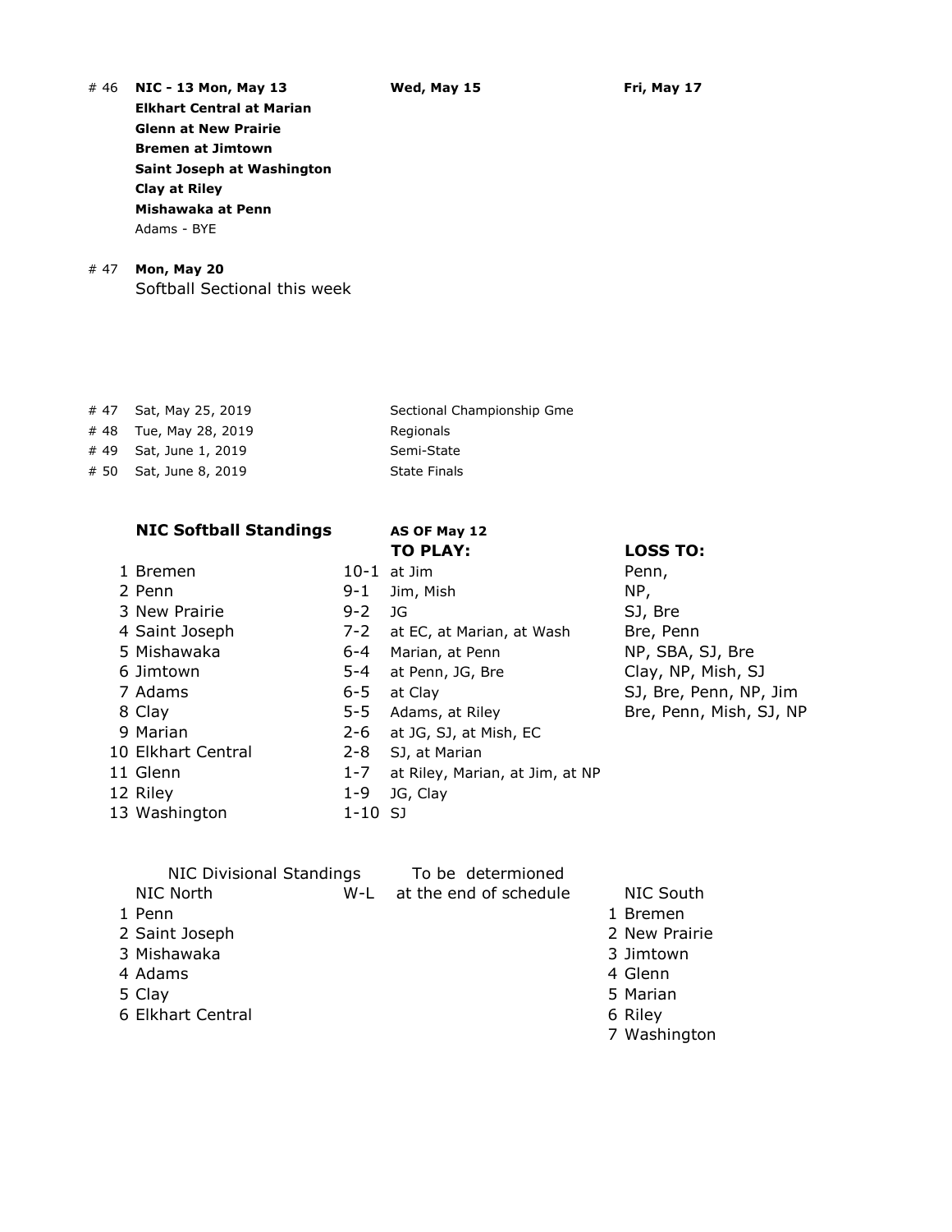# 46 **NIC - 13 Mon, May 13** **Wed, May 15** **Fri, May 17**

**Elkhart Central at Marian**
**Glenn at New Prairie**
**Bremen at Jimtown**
**Saint Joseph at Washington**
**Clay at Riley**
**Mishawaka at Penn**
Adams - BYE

# 47 **Mon, May 20**
Softball Sectional this week

| # | Date | Event |
|---|---|---|
| # 47 | Sat, May 25, 2019 | Sectional Championship Gme |
| # 48 | Tue, May 28, 2019 | Regionals |
| # 49 | Sat, June 1, 2019 | Semi-State |
| # 50 | Sat, June 8, 2019 | State Finals |

**NIC Softball Standings** **AS OF May 12**

| | Team | W-L | TO PLAY: | LOSS TO: |
|---|---|---|---|---|
| 1 | Bremen | 10-1 | at Jim | Penn, |
| 2 | Penn | 9-1 | Jim, Mish | NP, |
| 3 | New Prairie | 9-2 | JG | SJ, Bre |
| 4 | Saint Joseph | 7-2 | at EC, at Marian, at Wash | Bre, Penn |
| 5 | Mishawaka | 6-4 | Marian, at Penn | NP, SBA, SJ, Bre |
| 6 | Jimtown | 5-4 | at Penn, JG, Bre | Clay, NP, Mish, SJ |
| 7 | Adams | 6-5 | at Clay | SJ, Bre, Penn, NP, Jim |
| 8 | Clay | 5-5 | Adams, at Riley | Bre, Penn, Mish, SJ, NP |
| 9 | Marian | 2-6 | at JG, SJ, at Mish, EC | |
| 10 | Elkhart Central | 2-8 | SJ, at Marian | |
| 11 | Glenn | 1-7 | at Riley, Marian, at Jim, at NP | |
| 12 | Riley | 1-9 | JG, Clay | |
| 13 | Washington | 1-10 | SJ | |

NIC Divisional Standings — To be determioned at the end of schedule

| NIC North | W-L | NIC South |
|---|---|---|
| 1 Penn | | 1 Bremen |
| 2 Saint Joseph | | 2 New Prairie |
| 3 Mishawaka | | 3 Jimtown |
| 4 Adams | | 4 Glenn |
| 5 Clay | | 5 Marian |
| 6 Elkhart Central | | 6 Riley |
| | | 7 Washington |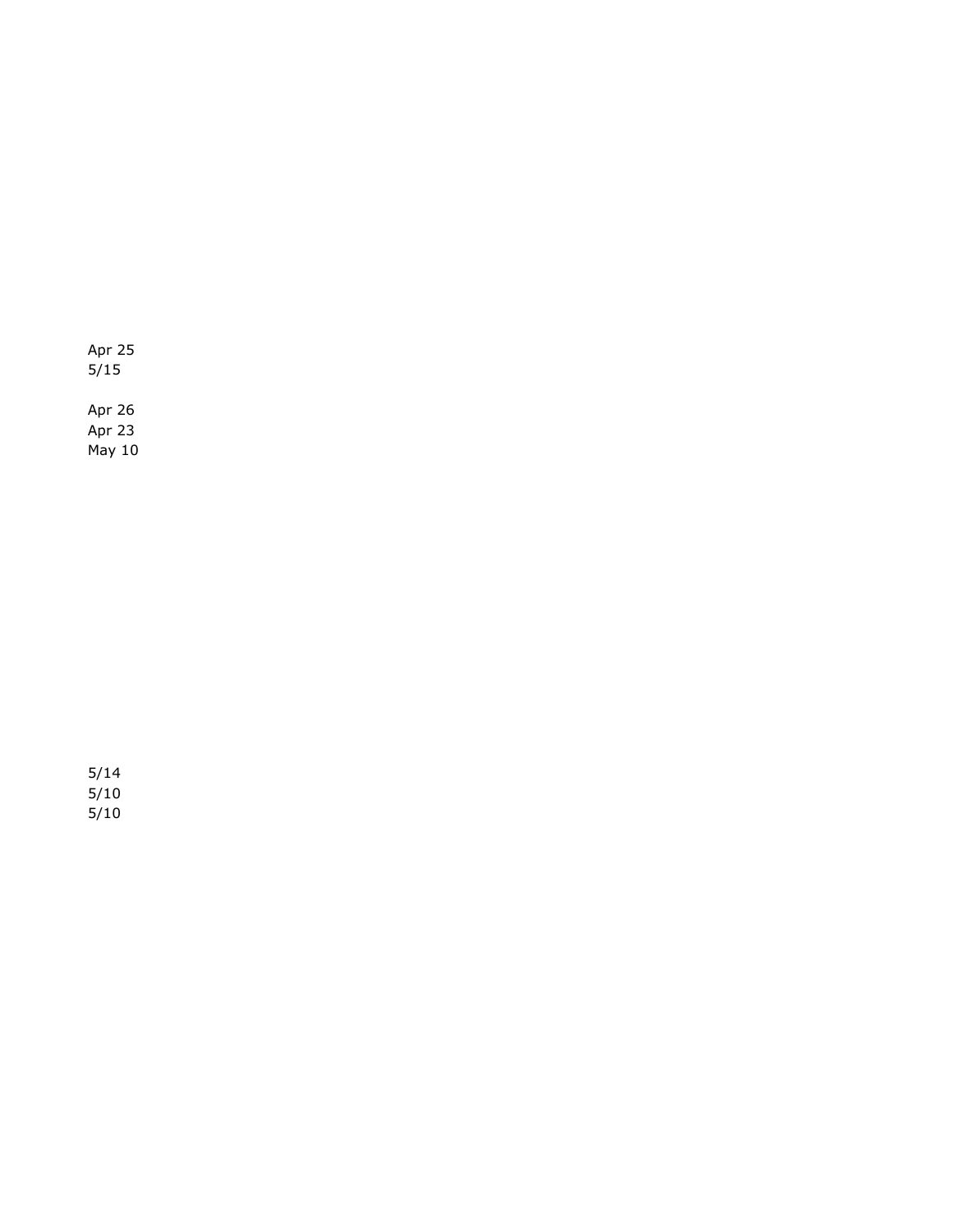Apr 25
5/15

Apr 26
Apr 23
May 10

5/14
5/10
5/10